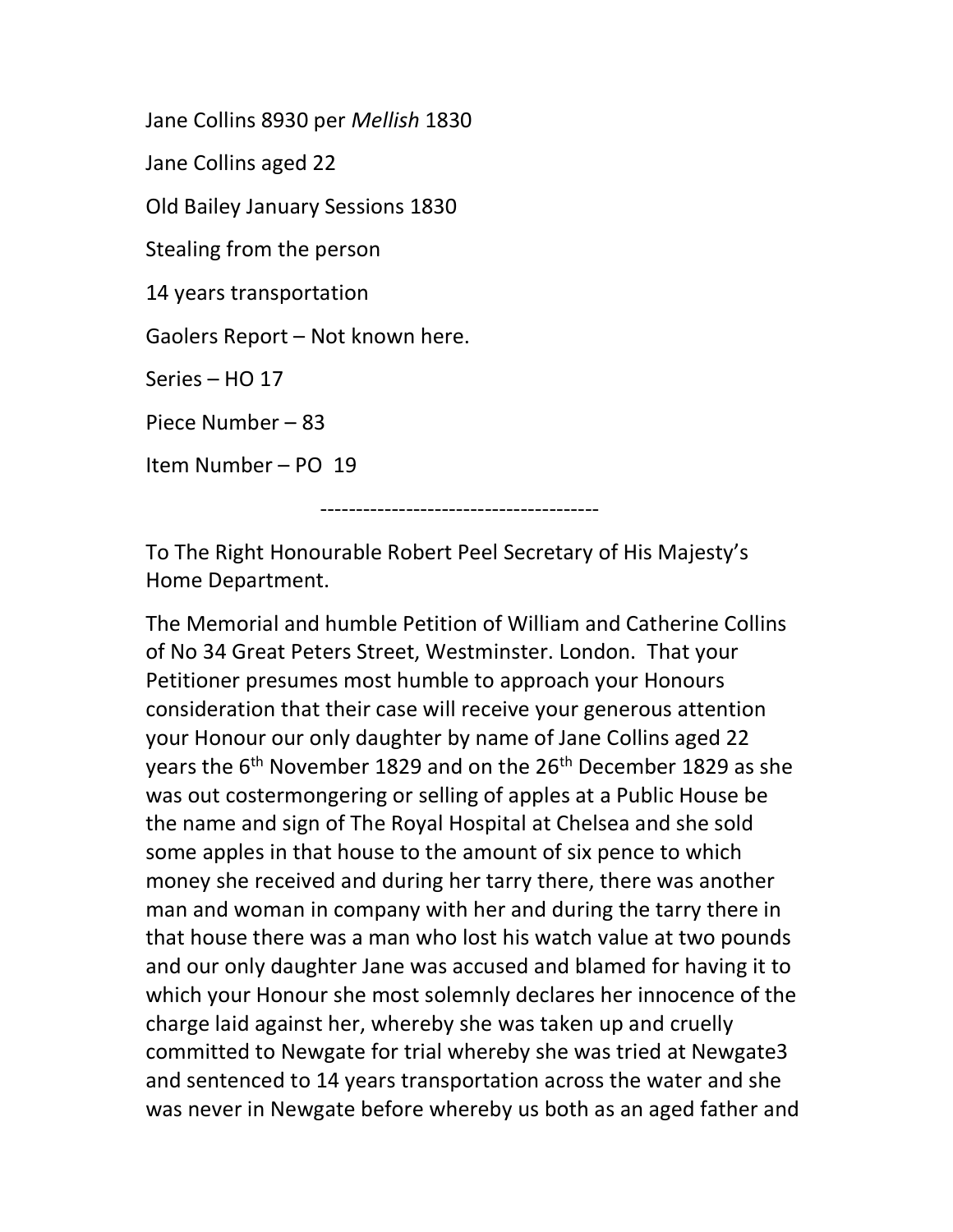Jane Collins 8930 per *Mellish* 1830

Jane Collins aged 22

Old Bailey January Sessions 1830

Stealing from the person

14 years transportation

Gaolers Report – Not known here.

Series – HO 17

Piece Number – 83

Item Number – PO 19

---

To The Right Honourable Robert Peel Secretary of His Majesty's Home Department.

The Memorial and humble Petition of William and Catherine Collins of No 34 Great Peters Street, Westminster. London. That your Petitioner presumes most humble to approach your Honours consideration that their case will receive your generous attention your Honour our only daughter by name of Jane Collins aged 22 years the 6th November 1829 and on the 26th December 1829 as she was out costermongering or selling of apples at a Public House be the name and sign of The Royal Hospital at Chelsea and she sold some apples in that house to the amount of six pence to which money she received and during her tarry there, there was another man and woman in company with her and during the tarry there in that house there was a man who lost his watch value at two pounds and our only daughter Jane was accused and blamed for having it to which your Honour she most solemnly declares her innocence of the charge laid against her, whereby she was taken up and cruelly committed to Newgate for trial whereby she was tried at Newgate3 and sentenced to 14 years transportation across the water and she was never in Newgate before whereby us both as an aged father and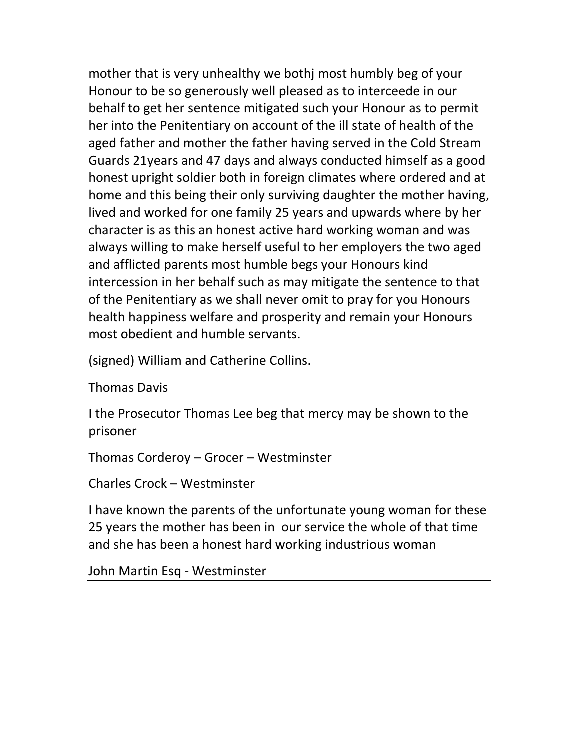mother that is very unhealthy we bothj most humbly beg of your Honour to be so generously well pleased as to interceede in our behalf to get her sentence mitigated such your Honour as to permit her into the Penitentiary on account of the ill state of health of the aged father and mother the father having served in the Cold Stream Guards 21years and 47 days and always conducted himself as a good honest upright soldier both in foreign climates where ordered and at home and this being their only surviving daughter the mother having, lived and worked for one family 25 years and upwards where by her character is as this an honest active hard working woman and was always willing to make herself useful to her employers the two aged and afflicted parents most humble begs your Honours kind intercession in her behalf such as may mitigate the sentence to that of the Penitentiary as we shall never omit to pray for you Honours health happiness welfare and prosperity and remain your Honours most obedient and humble servants.

(signed) William and Catherine Collins.

Thomas Davis

I the Prosecutor Thomas Lee beg that mercy may be shown to the prisoner

Thomas Corderoy – Grocer – Westminster

Charles Crock – Westminster

I have known the parents of the unfortunate young woman for these 25 years the mother has been in our service the whole of that time and she has been a honest hard working industrious woman

John Martin Esq - Westminster

---